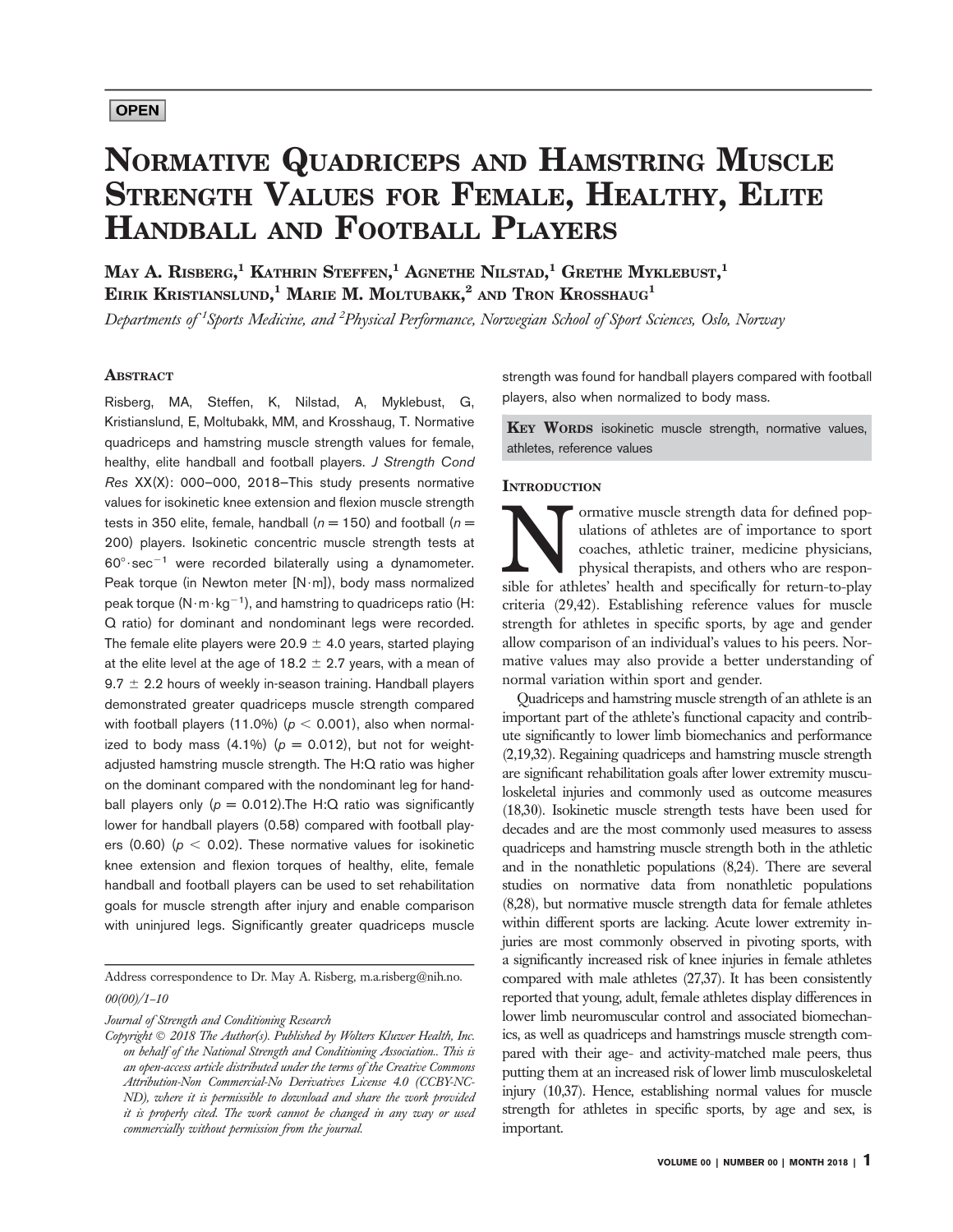OPEN

# Normative Quadriceps and Hamstring Muscle Strength Values for Female, Healthy, Elite Handball and Football Players

May A. Risberg,[1] Kathrin Steffen,[1] Agnethe Nilstad,[1] Grethe Myklebust,[1] Eirik Kristianslund,[1] Marie M. Moltubakk,[2] and Tron Krosshaug[1]

*Departments of [1]Sports Medicine, and [2]Physical Performance, Norwegian School of Sport Sciences, Oslo, Norway*

## Abstract

Risberg, MA, Steffen, K, Nilstad, A, Myklebust, G, Kristianslund, E, Moltubakk, MM, and Krosshaug, T. Normative quadriceps and hamstring muscle strength values for female, healthy, elite handball and football players. *J Strength Cond Res* XX(X): 000–000, 2018—This study presents normative values for isokinetic knee extension and flexion muscle strength tests in 350 elite, female, handball ($n = 150$) and football ($n = 200$) players. Isokinetic concentric muscle strength tests at $60° \cdot sec^{-1}$ were recorded bilaterally using a dynamometer. Peak torque (in Newton meter [N·m]), body mass normalized peak torque ($N \cdot m \cdot kg^{-1}$), and hamstring to quadriceps ratio (H:Q ratio) for dominant and nondominant legs were recorded. The female elite players were $20.9 \pm 4.0$ years, started playing at the elite level at the age of $18.2 \pm 2.7$ years, with a mean of $9.7 \pm 2.2$ hours of weekly in-season training. Handball players demonstrated greater quadriceps muscle strength compared with football players (11.0%) ($p < 0.001$), also when normalized to body mass (4.1%) ($p = 0.012$), but not for weight-adjusted hamstring muscle strength. The H:Q ratio was higher on the dominant compared with the nondominant leg for handball players only ($p = 0.012$).The H:Q ratio was significantly lower for handball players (0.58) compared with football players (0.60) ($p < 0.02$). These normative values for isokinetic knee extension and flexion torques of healthy, elite, female handball and football players can be used to set rehabilitation goals for muscle strength after injury and enable comparison with uninjured legs. Significantly greater quadriceps muscle strength was found for handball players compared with football players, also when normalized to body mass.

**Key Words** isokinetic muscle strength, normative values, athletes, reference values

Address correspondence to Dr. May A. Risberg, m.a.risberg@nih.no.

*00(00)/1–10*

*Journal of Strength and Conditioning Research*

*Copyright © 2018 The Author(s). Published by Wolters Kluwer Health, Inc. on behalf of the National Strength and Conditioning Association.. This is an open-access article distributed under the terms of the Creative Commons Attribution-Non Commercial-No Derivatives License 4.0 (CCBY-NC-ND), where it is permissible to download and share the work provided it is properly cited. The work cannot be changed in any way or used commercially without permission from the journal.*

## Introduction

Normative muscle strength data for defined populations of athletes are of importance to sport coaches, athletic trainer, medicine physicians, physical therapists, and others who are responsible for athletes' health and specifically for return-to-play criteria (29,42). Establishing reference values for muscle strength for athletes in specific sports, by age and gender allow comparison of an individual's values to his peers. Normative values may also provide a better understanding of normal variation within sport and gender.

Quadriceps and hamstring muscle strength of an athlete is an important part of the athlete's functional capacity and contribute significantly to lower limb biomechanics and performance (2,19,32). Regaining quadriceps and hamstring muscle strength are significant rehabilitation goals after lower extremity musculoskeletal injuries and commonly used as outcome measures (18,30). Isokinetic muscle strength tests have been used for decades and are the most commonly used measures to assess quadriceps and hamstring muscle strength both in the athletic and in the nonathletic populations (8,24). There are several studies on normative data from nonathletic populations (8,28), but normative muscle strength data for female athletes within different sports are lacking. Acute lower extremity injuries are most commonly observed in pivoting sports, with a significantly increased risk of knee injuries in female athletes compared with male athletes (27,37). It has been consistently reported that young, adult, female athletes display differences in lower limb neuromuscular control and associated biomechanics, as well as quadriceps and hamstrings muscle strength compared with their age- and activity-matched male peers, thus putting them at an increased risk of lower limb musculoskeletal injury (10,37). Hence, establishing normal values for muscle strength for athletes in specific sports, by age and sex, is important.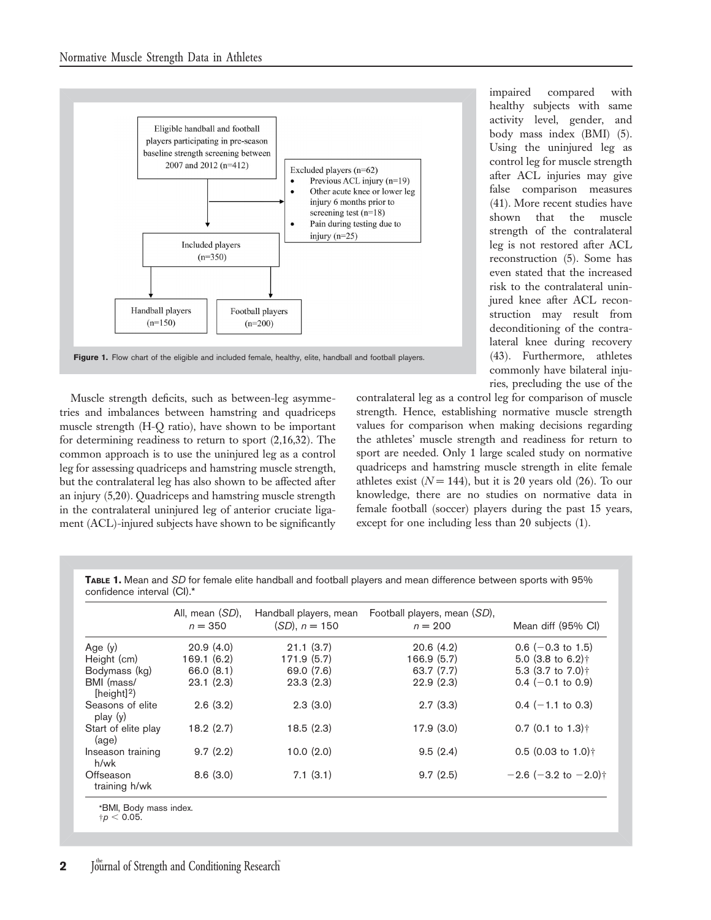Eligible handball and football players participating in pre-season baseline strength screening between 2007 and 2012 (n=412)

Excluded players (n=62)
- Previous ACL injury (n=19)
- Other acute knee or lower leg injury 6 months prior to screening test (n=18)
- Pain during testing due to injury (n=25)

Included players (n=350)

Handball players (n=150)

Football players (n=200)

**Figure 1.** Flow chart of the eligible and included female, healthy, elite, handball and football players.

Muscle strength deficits, such as between-leg asymmetries and imbalances between hamstring and quadriceps muscle strength (H-Q ratio), have shown to be important for determining readiness to return to sport (2,16,32). The common approach is to use the uninjured leg as a control leg for assessing quadriceps and hamstring muscle strength, but the contralateral leg has also shown to be affected after an injury (5,20). Quadriceps and hamstring muscle strength in the contralateral uninjured leg of anterior cruciate ligament (ACL)-injured subjects have shown to be significantly impaired compared with healthy subjects with same activity level, gender, and body mass index (BMI) (5). Using the uninjured leg as control leg for muscle strength after ACL injuries may give false comparison measures (41). More recent studies have shown that the muscle strength of the contralateral leg is not restored after ACL reconstruction (5). Some has even stated that the increased risk to the contralateral uninjured knee after ACL reconstruction may result from deconditioning of the contralateral knee during recovery (43). Furthermore, athletes commonly have bilateral injuries, precluding the use of the contralateral leg as a control leg for comparison of muscle strength. Hence, establishing normative muscle strength values for comparison when making decisions regarding the athletes' muscle strength and readiness for return to sport are needed. Only 1 large scaled study on normative quadriceps and hamstring muscle strength in elite female athletes exist ($N = 144$), but it is 20 years old (26). To our knowledge, there are no studies on normative data in female football (soccer) players during the past 15 years, except for one including less than 20 subjects (1).

**Table 1.** Mean and *SD* for female elite handball and football players and mean difference between sports with 95% confidence interval (CI).*

| | All, mean (*SD*), $n = 350$ | Handball players, mean (*SD*), $n = 150$ | Football players, mean (*SD*), $n = 200$ | Mean diff (95% CI) |
|---|---|---|---|---|
| Age (y) | 20.9 (4.0) | 21.1 (3.7) | 20.6 (4.2) | 0.6 (−0.3 to 1.5) |
| Height (cm) | 169.1 (6.2) | 171.9 (5.7) | 166.9 (5.7) | 5.0 (3.8 to 6.2)† |
| Bodymass (kg) | 66.0 (8.1) | 69.0 (7.6) | 63.7 (7.7) | 5.3 (3.7 to 7.0)† |
| BMI (mass/[height]$^2$) | 23.1 (2.3) | 23.3 (2.3) | 22.9 (2.3) | 0.4 (−0.1 to 0.9) |
| Seasons of elite play (y) | 2.6 (3.2) | 2.3 (3.0) | 2.7 (3.3) | 0.4 (−1.1 to 0.3) |
| Start of elite play (age) | 18.2 (2.7) | 18.5 (2.3) | 17.9 (3.0) | 0.7 (0.1 to 1.3)† |
| Inseason training h/wk | 9.7 (2.2) | 10.0 (2.0) | 9.5 (2.4) | 0.5 (0.03 to 1.0)† |
| Offseason training h/wk | 8.6 (3.0) | 7.1 (3.1) | 9.7 (2.5) | −2.6 (−3.2 to −2.0)† |

*BMI, Body mass index.
†$p < 0.05$.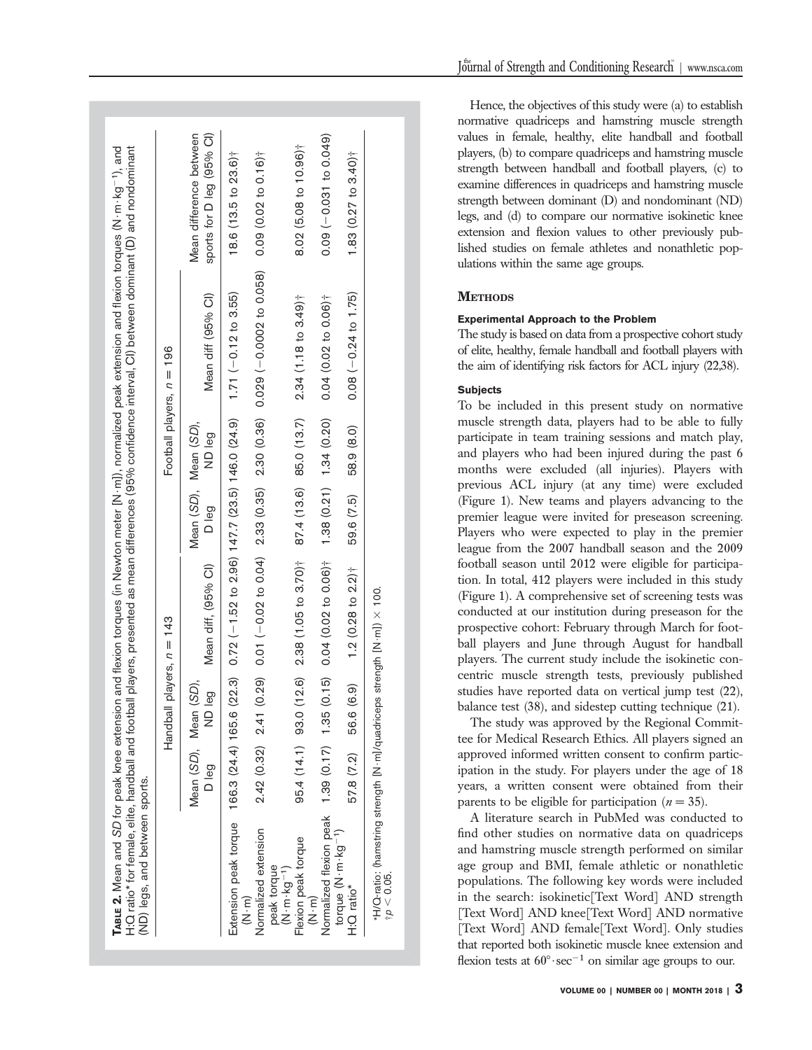**Table 2.** Mean and *SD* for peak knee extension and flexion torques (in Newton meter [N·m]), normalized peak extension and flexion torques (N·m·kg$^{-1}$), and H:Q ratio* for female, elite, handball and football players, presented as mean differences (95% confidence interval, CI) between dominant (D) and nondominant (ND) legs, and between sports.

| | Handball players, $n = 143$ | | | Football players, $n = 196$ | | | |
|---|---|---|---|---|---|---|---|
| | Mean (*SD*), D leg | Mean (*SD*), ND leg | Mean diff, (95% CI) | Mean (*SD*), D leg | Mean (*SD*), ND leg | Mean diff (95% CI) | Mean difference between sports for D leg (95% CI) |
| Extension peak torque (N·m) | 166.3 (24.4) | 165.6 (22.3) | 0.72 (−1.52 to 2.96) | 147.7 (23.5) | 146.0 (24.9) | 1.71 (−0.12 to 3.55) | 18.6 (13.5 to 23.6)† |
| Normalized extension peak torque (N·m·kg$^{-1}$) | 2.42 (0.32) | 2.41 (0.29) | 0.01 (−0.02 to 0.04) | 2.33 (0.35) | 2.30 (0.36) | 0.029 (−0.0002 to 0.058) | 0.09 (0.02 to 0.16)† |
| Flexion peak torque (N·m) | 95.4 (14.1) | 93.0 (12.6) | 2.38 (1.05 to 3.70)† | 87.4 (13.6) | 85.0 (13.7) | 2.34 (1.18 to 3.49)† | 8.02 (5.08 to 10.96)† |
| Normalized flexion peak torque (N·m·kg$^{-1}$) | 1.39 (0.17) | 1.35 (0.15) | 0.04 (0.02 to 0.06)† | 1.38 (0.21) | 1.34 (0.20) | 0.04 (0.02 to 0.06)† | 0.09 (−0.031 to 0.049) |
| H:Q ratio* | 57.8 (7.2) | 56.6 (6.9) | 1.2 (0.28 to 2.2)† | 59.6 (7.5) | 58.9 (8.0) | 0.08 (−0.24 to 1.75) | 1.83 (0.27 to 3.40)† |

*H/Q-ratio: (hamstring strength [N·m]/quadriceps strength [N·m]) × 100.
†$p < 0.05$.

Hence, the objectives of this study were (a) to establish normative quadriceps and hamstring muscle strength values in female, healthy, elite handball and football players, (b) to compare quadriceps and hamstring muscle strength between handball and football players, (c) to examine differences in quadriceps and hamstring muscle strength between dominant (D) and nondominant (ND) legs, and (d) to compare our normative isokinetic knee extension and flexion values to other previously published studies on female athletes and nonathletic populations within the same age groups.

## Methods

### Experimental Approach to the Problem

The study is based on data from a prospective cohort study of elite, healthy, female handball and football players with the aim of identifying risk factors for ACL injury (22,38).

### Subjects

To be included in this present study on normative muscle strength data, players had to be able to fully participate in team training sessions and match play, and players who had been injured during the past 6 months were excluded (all injuries). Players with previous ACL injury (at any time) were excluded (Figure 1). New teams and players advancing to the premier league were invited for preseason screening. Players who were expected to play in the premier league from the 2007 handball season and the 2009 football season until 2012 were eligible for participation. In total, 412 players were included in this study (Figure 1). A comprehensive set of screening tests was conducted at our institution during preseason for the prospective cohort: February through March for football players and June through August for handball players. The current study include the isokinetic concentric muscle strength tests, previously published studies have reported data on vertical jump test (22), balance test (38), and sidestep cutting technique (21).

The study was approved by the Regional Committee for Medical Research Ethics. All players signed an approved informed written consent to confirm participation in the study. For players under the age of 18 years, a written consent were obtained from their parents to be eligible for participation ($n = 35$).

A literature search in PubMed was conducted to find other studies on normative data on quadriceps and hamstring muscle strength performed on similar age group and BMI, female athletic or nonathletic populations. The following key words were included in the search: isokinetic[Text Word] AND strength [Text Word] AND knee[Text Word] AND normative [Text Word] AND female[Text Word]. Only studies that reported both isokinetic muscle knee extension and flexion tests at $60° \cdot sec^{-1}$ on similar age groups to our.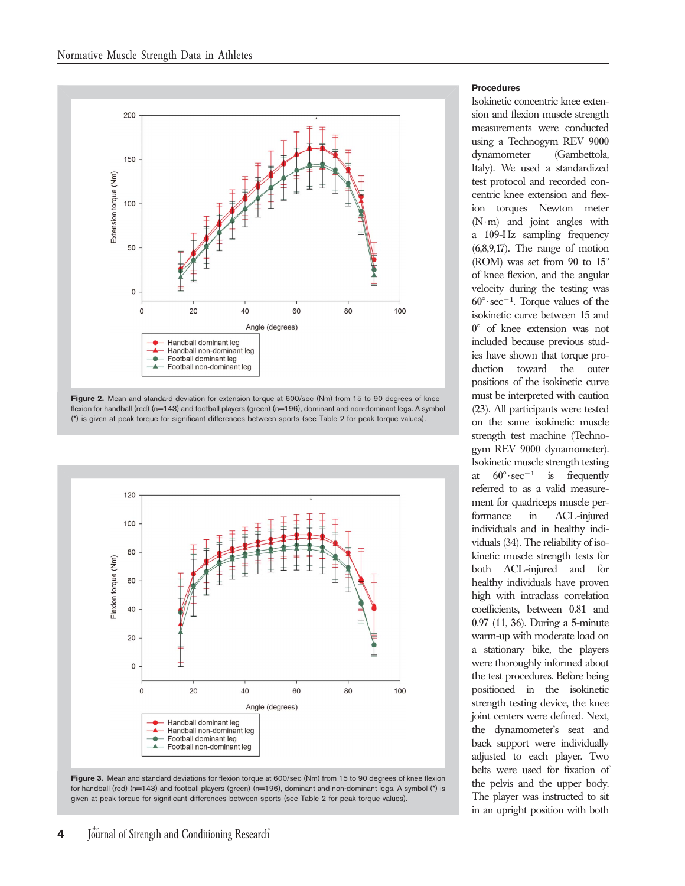Figure 2. Mean and standard deviation for extension torque at 600/sec (Nm) from 15 to 90 degrees of knee flexion for handball (red) (n=143) and football players (green) (n=196), dominant and non-dominant legs. A symbol (*) is given at peak torque for significant differences between sports (see Table 2 for peak torque values).

Figure 3. Mean and standard deviations for flexion torque at 600/sec (Nm) from 15 to 90 degrees of knee flexion for handball (red) (n=143) and football players (green) (n=196), dominant and non-dominant legs. A symbol (*) is given at peak torque for significant differences between sports (see Table 2 for peak torque values).

#### Procedures

Isokinetic concentric knee extension and flexion muscle strength measurements were conducted using a Technogym REV 9000 dynamometer (Gambettola, Italy). We used a standardized test protocol and recorded concentric knee extension and flexion torques Newton meter (N·m) and joint angles with a 109-Hz sampling frequency (6,8,9,17). The range of motion (ROM) was set from 90 to 15° of knee flexion, and the angular velocity during the testing was $60° \cdot sec^{-1}$. Torque values of the isokinetic curve between 15 and 0° of knee extension was not included because previous studies have shown that torque production toward the outer positions of the isokinetic curve must be interpreted with caution (23). All participants were tested on the same isokinetic muscle strength test machine (Technogym REV 9000 dynamometer). Isokinetic muscle strength testing at $60° \cdot sec^{-1}$ is frequently referred to as a valid measurement for quadriceps muscle performance in ACL-injured individuals and in healthy individuals (34). The reliability of isokinetic muscle strength tests for both ACL-injured and for healthy individuals have proven high with intraclass correlation coefficients, between 0.81 and 0.97 (11, 36). During a 5-minute warm-up with moderate load on a stationary bike, the players were thoroughly informed about the test procedures. Before being positioned in the isokinetic strength testing device, the knee joint centers were defined. Next, the dynamometer's seat and back support were individually adjusted to each player. Two belts were used for fixation of the pelvis and the upper body. The player was instructed to sit in an upright position with both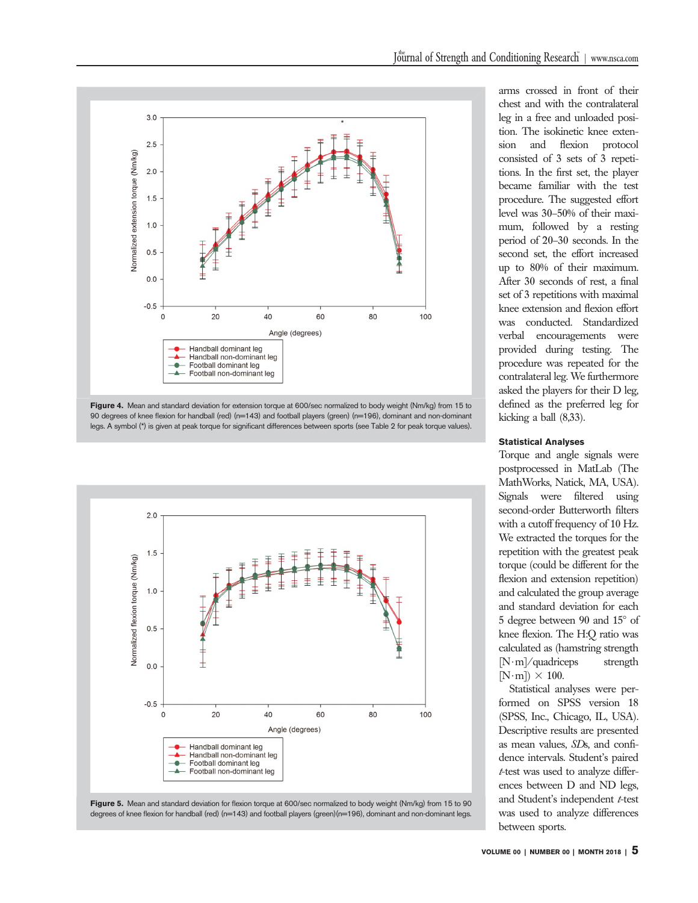**Figure 4.** Mean and standard deviation for extension torque at 600/sec normalized to body weight (Nm/kg) from 15 to 90 degrees of knee flexion for handball (red) (n=143) and football players (green) (n=196), dominant and non-dominant legs. A symbol (*) is given at peak torque for significant differences between sports (see Table 2 for peak torque values).

**Figure 5.** Mean and standard deviation for flexion torque at 600/sec normalized to body weight (Nm/kg) from 15 to 90 degrees of knee flexion for handball (red) (n=143) and football players (green)(n=196), dominant and non-dominant legs.

arms crossed in front of their chest and with the contralateral leg in a free and unloaded position. The isokinetic knee extension and flexion protocol consisted of 3 sets of 3 repetitions. In the first set, the player became familiar with the test procedure. The suggested effort level was 30–50% of their maximum, followed by a resting period of 20–30 seconds. In the second set, the effort increased up to 80% of their maximum. After 30 seconds of rest, a final set of 3 repetitions with maximal knee extension and flexion effort was conducted. Standardized verbal encouragements were provided during testing. The procedure was repeated for the contralateral leg. We furthermore asked the players for their D leg, defined as the preferred leg for kicking a ball (8,33).

#### Statistical Analyses

Torque and angle signals were postprocessed in MatLab (The MathWorks, Natick, MA, USA). Signals were filtered using second-order Butterworth filters with a cutoff frequency of 10 Hz. We extracted the torques for the repetition with the greatest peak torque (could be different for the flexion and extension repetition) and calculated the group average and standard deviation for each 5 degree between 90 and 15° of knee flexion. The H:Q ratio was calculated as (hamstring strength [N·m]/quadriceps strength [N·m]) × 100.

Statistical analyses were performed on SPSS version 18 (SPSS, Inc., Chicago, IL, USA). Descriptive results are presented as mean values, *SD*s, and confidence intervals. Student's paired *t*-test was used to analyze differences between D and ND legs, and Student's independent *t*-test was used to analyze differences between sports.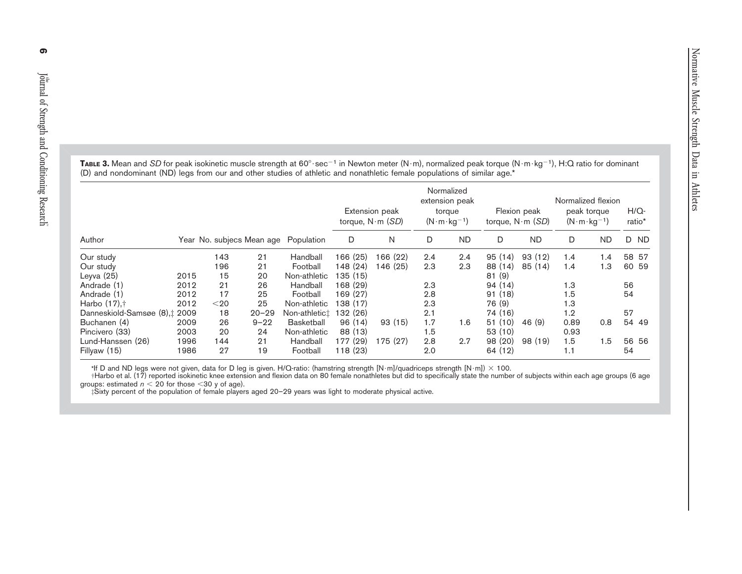**TABLE 3.** Mean and *SD* for peak isokinetic muscle strength at 60°·sec$^{-1}$ in Newton meter (N·m), normalized peak torque (N·m·kg$^{-1}$), H:Q ratio for dominant (D) and nondominant (ND) legs from our and other studies of athletic and nonathletic female populations of similar age.*

| Author | Year | No. subjecs | Mean age | Population | Extension peak torque, N·m (*SD*) | | Normalized extension peak torque (N·m·kg$^{-1}$) | | Flexion peak torque, N·m (*SD*) | | Normalized flexion peak torque (N·m·kg$^{-1}$) | | H/Q-ratio* | |
|---|---|---|---|---|---|---|---|---|---|---|---|---|---|---|
| | | | | | D | N | D | ND | D | ND | D | ND | D | ND |
| Our study | | 143 | 21 | Handball | 166 (25) | 166 (22) | 2.4 | 2.4 | 95 (14) | 93 (12) | 1.4 | 1.4 | 58 | 57 |
| Our study | | 196 | 21 | Football | 148 (24) | 146 (25) | 2.3 | 2.3 | 88 (14) | 85 (14) | 1.4 | 1.3 | 60 | 59 |
| Leyva (25) | 2015 | 15 | 20 | Non-athletic | 135 (15) | | | | 81 (9) | | | | | |
| Andrade (1) | 2012 | 21 | 26 | Handball | 168 (29) | | 2.3 | | 94 (14) | | 1.3 | | 56 | |
| Andrade (1) | 2012 | 17 | 25 | Football | 169 (27) | | 2.8 | | 91 (18) | | 1.5 | | 54 | |
| Harbo (17),† | 2012 | <20 | 25 | Non-athletic | 138 (17) | | 2.3 | | 76 (9) | | 1.3 | | | |
| Danneskiold-Samsøe (8),‡ | 2009 | 18 | 20–29 | Non-athletic‡ | 132 (26) | | 2.1 | | 74 (16) | | 1.2 | | 57 | |
| Buchanen (4) | 2009 | 26 | 9–22 | Basketball | 96 (14) | 93 (15) | 1.7 | 1.6 | 51 (10) | 46 (9) | 0.89 | 0.8 | 54 | 49 |
| Pincivero (33) | 2003 | 20 | 24 | Non-athletic | 88 (13) | | 1.5 | | 53 (10) | | 0.93 | | | |
| Lund-Hanssen (26) | 1996 | 144 | 21 | Handball | 177 (29) | 175 (27) | 2.8 | 2.7 | 98 (20) | 98 (19) | 1.5 | 1.5 | 56 | 56 |
| Fillyaw (15) | 1986 | 27 | 19 | Football | 118 (23) | | 2.0 | | 64 (12) | | 1.1 | | 54 | |

*If D and ND legs were not given, data for D leg is given. H/Q-ratio: (hamstring strength [N·m]/quadriceps strength [N·m]) × 100.

†Harbo et al. (17) reported isokinetic knee extension and flexion data on 80 female nonathletes but did to specifically state the number of subjects within each age groups (6 age groups: estimated $n < 20$ for those <30 y of age).

‡Sixty percent of the population of female players aged 20–29 years was light to moderate physical active.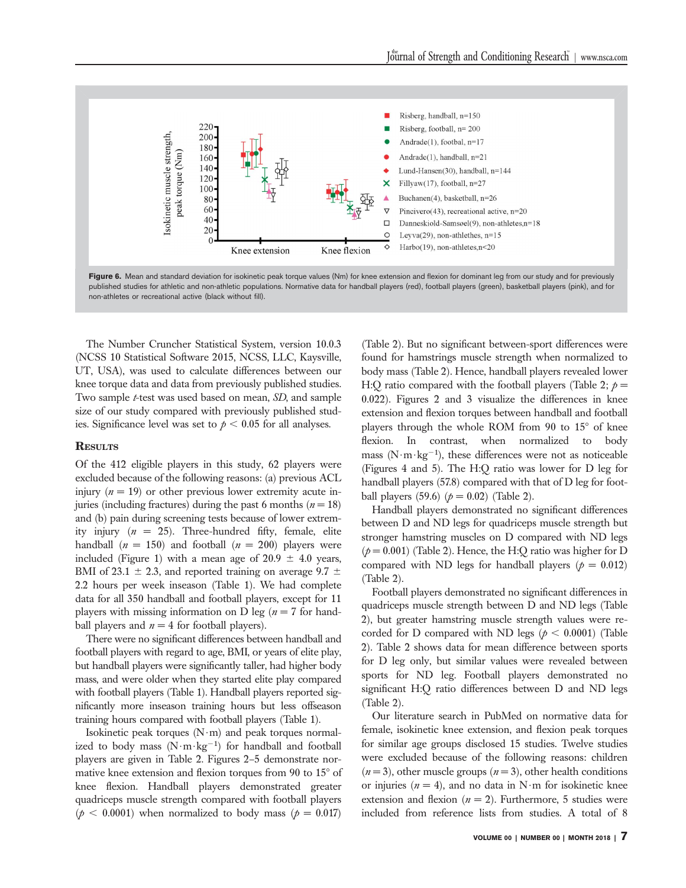Figure 6. Mean and standard deviation for isokinetic peak torque values (Nm) for knee extension and flexion for dominant leg from our study and for previously published studies for athletic and non-athletic populations. Normative data for handball players (red), football players (green), basketball players (pink), and for non-athletes or recreational active (black without fill).

The Number Cruncher Statistical System, version 10.0.3 (NCSS 10 Statistical Software 2015, NCSS, LLC, Kaysville, UT, USA), was used to calculate differences between our knee torque data and data from previously published studies. Two sample *t*-test was used based on mean, *SD*, and sample size of our study compared with previously published studies. Significance level was set to $p < 0.05$ for all analyses.

## Results

Of the 412 eligible players in this study, 62 players were excluded because of the following reasons: (a) previous ACL injury ($n = 19$) or other previous lower extremity acute injuries (including fractures) during the past 6 months ($n = 18$) and (b) pain during screening tests because of lower extremity injury ($n = 25$). Three-hundred fifty, female, elite handball ($n = 150$) and football ($n = 200$) players were included (Figure 1) with a mean age of 20.9 ± 4.0 years, BMI of 23.1 ± 2.3, and reported training on average 9.7 ± 2.2 hours per week inseason (Table 1). We had complete data for all 350 handball and football players, except for 11 players with missing information on D leg ($n = 7$ for handball players and $n = 4$ for football players).

There were no significant differences between handball and football players with regard to age, BMI, or years of elite play, but handball players were significantly taller, had higher body mass, and were older when they started elite play compared with football players (Table 1). Handball players reported significantly more inseason training hours but less offseason training hours compared with football players (Table 1).

Isokinetic peak torques (N·m) and peak torques normalized to body mass ($N \cdot m \cdot kg^{-1}$) for handball and football players are given in Table 2. Figures 2–5 demonstrate normative knee extension and flexion torques from 90 to 15° of knee flexion. Handball players demonstrated greater quadriceps muscle strength compared with football players ($p < 0.0001$) when normalized to body mass ($p = 0.017$) (Table 2). But no significant between-sport differences were found for hamstrings muscle strength when normalized to body mass (Table 2). Hence, handball players revealed lower H:Q ratio compared with the football players (Table 2; $p = 0.022$). Figures 2 and 3 visualize the differences in knee extension and flexion torques between handball and football players through the whole ROM from 90 to 15° of knee flexion. In contrast, when normalized to body mass ($N \cdot m \cdot kg^{-1}$), these differences were not as noticeable (Figures 4 and 5). The H:Q ratio was lower for D leg for handball players (57.8) compared with that of D leg for football players (59.6) ($p = 0.02$) (Table 2).

Handball players demonstrated no significant differences between D and ND legs for quadriceps muscle strength but stronger hamstring muscles on D compared with ND legs ($p = 0.001$) (Table 2). Hence, the H:Q ratio was higher for D compared with ND legs for handball players ($p = 0.012$) (Table 2).

Football players demonstrated no significant differences in quadriceps muscle strength between D and ND legs (Table 2), but greater hamstring muscle strength values were recorded for D compared with ND legs ($p < 0.0001$) (Table 2). Table 2 shows data for mean difference between sports for D leg only, but similar values were revealed between sports for ND leg. Football players demonstrated no significant H:Q ratio differences between D and ND legs (Table 2).

Our literature search in PubMed on normative data for female, isokinetic knee extension, and flexion peak torques for similar age groups disclosed 15 studies. Twelve studies were excluded because of the following reasons: children ($n = 3$), other muscle groups ($n = 3$), other health conditions or injuries ($n = 4$), and no data in N·m for isokinetic knee extension and flexion ($n = 2$). Furthermore, 5 studies were included from reference lists from studies. A total of 8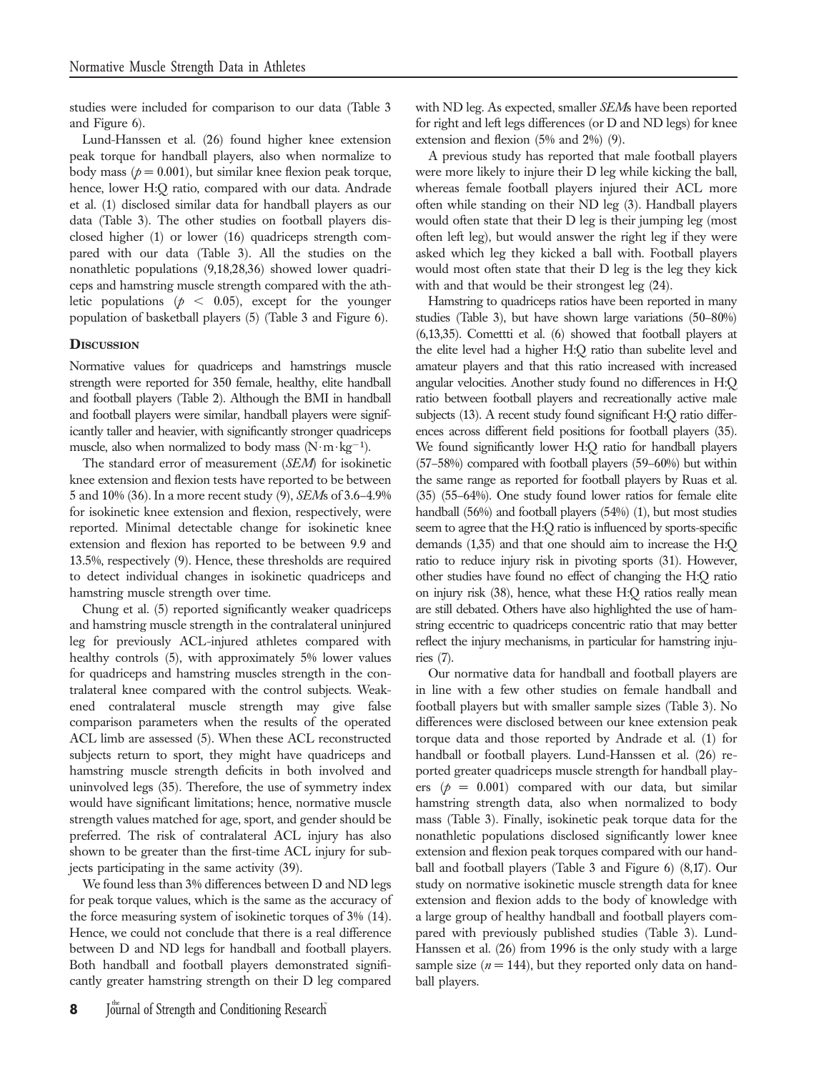studies were included for comparison to our data (Table 3 and Figure 6).

Lund-Hanssen et al. (26) found higher knee extension peak torque for handball players, also when normalize to body mass ($p = 0.001$), but similar knee flexion peak torque, hence, lower H:Q ratio, compared with our data. Andrade et al. (1) disclosed similar data for handball players as our data (Table 3). The other studies on football players disclosed higher (1) or lower (16) quadriceps strength compared with our data (Table 3). All the studies on the nonathletic populations (9,18,28,36) showed lower quadriceps and hamstring muscle strength compared with the athletic populations ($p < 0.05$), except for the younger population of basketball players (5) (Table 3 and Figure 6).

## Discussion

Normative values for quadriceps and hamstrings muscle strength were reported for 350 female, healthy, elite handball and football players (Table 2). Although the BMI in handball and football players were similar, handball players were significantly taller and heavier, with significantly stronger quadriceps muscle, also when normalized to body mass ($N \cdot m \cdot kg^{-1}$).

The standard error of measurement (*SEM*) for isokinetic knee extension and flexion tests have reported to be between 5 and 10% (36). In a more recent study (9), *SEM*s of 3.6–4.9% for isokinetic knee extension and flexion, respectively, were reported. Minimal detectable change for isokinetic knee extension and flexion has reported to be between 9.9 and 13.5%, respectively (9). Hence, these thresholds are required to detect individual changes in isokinetic quadriceps and hamstring muscle strength over time.

Chung et al. (5) reported significantly weaker quadriceps and hamstring muscle strength in the contralateral uninjured leg for previously ACL-injured athletes compared with healthy controls (5), with approximately 5% lower values for quadriceps and hamstring muscles strength in the contralateral knee compared with the control subjects. Weakened contralateral muscle strength may give false comparison parameters when the results of the operated ACL limb are assessed (5). When these ACL reconstructed subjects return to sport, they might have quadriceps and hamstring muscle strength deficits in both involved and uninvolved legs (35). Therefore, the use of symmetry index would have significant limitations; hence, normative muscle strength values matched for age, sport, and gender should be preferred. The risk of contralateral ACL injury has also shown to be greater than the first-time ACL injury for subjects participating in the same activity (39).

We found less than 3% differences between D and ND legs for peak torque values, which is the same as the accuracy of the force measuring system of isokinetic torques of 3% (14). Hence, we could not conclude that there is a real difference between D and ND legs for handball and football players. Both handball and football players demonstrated significantly greater hamstring strength on their D leg compared with ND leg. As expected, smaller *SEM*s have been reported for right and left legs differences (or D and ND legs) for knee extension and flexion (5% and 2%) (9).

A previous study has reported that male football players were more likely to injure their D leg while kicking the ball, whereas female football players injured their ACL more often while standing on their ND leg (3). Handball players would often state that their D leg is their jumping leg (most often left leg), but would answer the right leg if they were asked which leg they kicked a ball with. Football players would most often state that their D leg is the leg they kick with and that would be their strongest leg (24).

Hamstring to quadriceps ratios have been reported in many studies (Table 3), but have shown large variations (50–80%) (6,13,35). Comettti et al. (6) showed that football players at the elite level had a higher H:Q ratio than subelite level and amateur players and that this ratio increased with increased angular velocities. Another study found no differences in H:Q ratio between football players and recreationally active male subjects (13). A recent study found significant H:Q ratio differences across different field positions for football players (35). We found significantly lower H:Q ratio for handball players (57–58%) compared with football players (59–60%) but within the same range as reported for football players by Ruas et al. (35) (55–64%). One study found lower ratios for female elite handball (56%) and football players (54%) (1), but most studies seem to agree that the H:Q ratio is influenced by sports-specific demands (1,35) and that one should aim to increase the H:Q ratio to reduce injury risk in pivoting sports (31). However, other studies have found no effect of changing the H:Q ratio on injury risk (38), hence, what these H:Q ratios really mean are still debated. Others have also highlighted the use of hamstring eccentric to quadriceps concentric ratio that may better reflect the injury mechanisms, in particular for hamstring injuries (7).

Our normative data for handball and football players are in line with a few other studies on female handball and football players but with smaller sample sizes (Table 3). No differences were disclosed between our knee extension peak torque data and those reported by Andrade et al. (1) for handball or football players. Lund-Hanssen et al. (26) reported greater quadriceps muscle strength for handball players ($p = 0.001$) compared with our data, but similar hamstring strength data, also when normalized to body mass (Table 3). Finally, isokinetic peak torque data for the nonathletic populations disclosed significantly lower knee extension and flexion peak torques compared with our handball and football players (Table 3 and Figure 6) (8,17). Our study on normative isokinetic muscle strength data for knee extension and flexion adds to the body of knowledge with a large group of healthy handball and football players compared with previously published studies (Table 3). Lund-Hanssen et al. (26) from 1996 is the only study with a large sample size ($n = 144$), but they reported only data on handball players.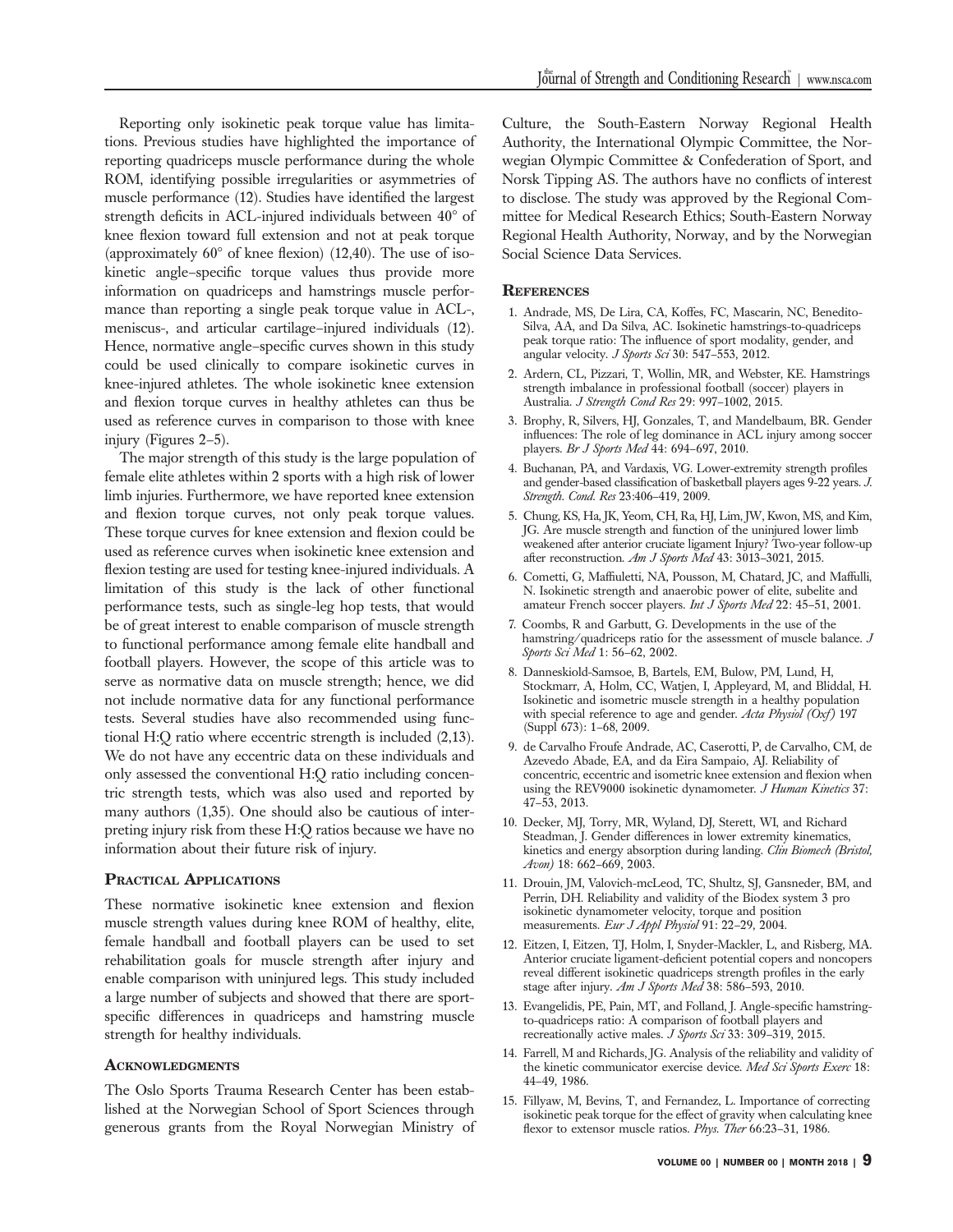Reporting only isokinetic peak torque value has limitations. Previous studies have highlighted the importance of reporting quadriceps muscle performance during the whole ROM, identifying possible irregularities or asymmetries of muscle performance (12). Studies have identified the largest strength deficits in ACL-injured individuals between 40° of knee flexion toward full extension and not at peak torque (approximately 60° of knee flexion) (12,40). The use of isokinetic angle–specific torque values thus provide more information on quadriceps and hamstrings muscle performance than reporting a single peak torque value in ACL-, meniscus-, and articular cartilage–injured individuals (12). Hence, normative angle–specific curves shown in this study could be used clinically to compare isokinetic curves in knee-injured athletes. The whole isokinetic knee extension and flexion torque curves in healthy athletes can thus be used as reference curves in comparison to those with knee injury (Figures 2–5).

The major strength of this study is the large population of female elite athletes within 2 sports with a high risk of lower limb injuries. Furthermore, we have reported knee extension and flexion torque curves, not only peak torque values. These torque curves for knee extension and flexion could be used as reference curves when isokinetic knee extension and flexion testing are used for testing knee-injured individuals. A limitation of this study is the lack of other functional performance tests, such as single-leg hop tests, that would be of great interest to enable comparison of muscle strength to functional performance among female elite handball and football players. However, the scope of this article was to serve as normative data on muscle strength; hence, we did not include normative data for any functional performance tests. Several studies have also recommended using functional H:Q ratio where eccentric strength is included (2,13). We do not have any eccentric data on these individuals and only assessed the conventional H:Q ratio including concentric strength tests, which was also used and reported by many authors (1,35). One should also be cautious of interpreting injury risk from these H:Q ratios because we have no information about their future risk of injury.

## Practical Applications

These normative isokinetic knee extension and flexion muscle strength values during knee ROM of healthy, elite, female handball and football players can be used to set rehabilitation goals for muscle strength after injury and enable comparison with uninjured legs. This study included a large number of subjects and showed that there are sport-specific differences in quadriceps and hamstring muscle strength for healthy individuals.

## Acknowledgments

The Oslo Sports Trauma Research Center has been established at the Norwegian School of Sport Sciences through generous grants from the Royal Norwegian Ministry of Culture, the South-Eastern Norway Regional Health Authority, the International Olympic Committee, the Norwegian Olympic Committee & Confederation of Sport, and Norsk Tipping AS. The authors have no conflicts of interest to disclose. The study was approved by the Regional Committee for Medical Research Ethics; South-Eastern Norway Regional Health Authority, Norway, and by the Norwegian Social Science Data Services.

## References

1. Andrade, MS, De Lira, CA, Koffes, FC, Mascarin, NC, Benedito-Silva, AA, and Da Silva, AC. Isokinetic hamstrings-to-quadriceps peak torque ratio: The influence of sport modality, gender, and angular velocity. *J Sports Sci* 30: 547–553, 2012.
2. Ardern, CL, Pizzari, T, Wollin, MR, and Webster, KE. Hamstrings strength imbalance in professional football (soccer) players in Australia. *J Strength Cond Res* 29: 997–1002, 2015.
3. Brophy, R, Silvers, HJ, Gonzales, T, and Mandelbaum, BR. Gender influences: The role of leg dominance in ACL injury among soccer players. *Br J Sports Med* 44: 694–697, 2010.
4. Buchanan, PA, and Vardaxis, VG. Lower-extremity strength profiles and gender-based classification of basketball players ages 9-22 years. *J. Strength. Cond. Res* 23:406–419, 2009.
5. Chung, KS, Ha, JK, Yeom, CH, Ra, HJ, Lim, JW, Kwon, MS, and Kim, JG. Are muscle strength and function of the uninjured lower limb weakened after anterior cruciate ligament Injury? Two-year follow-up after reconstruction. *Am J Sports Med* 43: 3013–3021, 2015.
6. Cometti, G, Maffiuletti, NA, Pousson, M, Chatard, JC, and Maffulli, N. Isokinetic strength and anaerobic power of elite, subelite and amateur French soccer players. *Int J Sports Med* 22: 45–51, 2001.
7. Coombs, R and Garbutt, G. Developments in the use of the hamstring/quadriceps ratio for the assessment of muscle balance. *J Sports Sci Med* 1: 56–62, 2002.
8. Danneskiold-Samsoe, B, Bartels, EM, Bulow, PM, Lund, H, Stockmarr, A, Holm, CC, Watjen, I, Appleyard, M, and Bliddal, H. Isokinetic and isometric muscle strength in a healthy population with special reference to age and gender. *Acta Physiol (Oxf)* 197 (Suppl 673): 1–68, 2009.
9. de Carvalho Froufe Andrade, AC, Caserotti, P, de Carvalho, CM, de Azevedo Abade, EA, and da Eira Sampaio, AJ. Reliability of concentric, eccentric and isometric knee extension and flexion when using the REV9000 isokinetic dynamometer. *J Human Kinetics* 37: 47–53, 2013.
10. Decker, MJ, Torry, MR, Wyland, DJ, Sterett, WI, and Richard Steadman, J. Gender differences in lower extremity kinematics, kinetics and energy absorption during landing. *Clin Biomech (Bristol, Avon)* 18: 662–669, 2003.
11. Drouin, JM, Valovich-mcLeod, TC, Shultz, SJ, Gansneder, BM, and Perrin, DH. Reliability and validity of the Biodex system 3 pro isokinetic dynamometer velocity, torque and position measurements. *Eur J Appl Physiol* 91: 22–29, 2004.
12. Eitzen, I, Eitzen, TJ, Holm, I, Snyder-Mackler, L, and Risberg, MA. Anterior cruciate ligament-deficient potential copers and noncopers reveal different isokinetic quadriceps strength profiles in the early stage after injury. *Am J Sports Med* 38: 586–593, 2010.
13. Evangelidis, PE, Pain, MT, and Folland, J. Angle-specific hamstring-to-quadriceps ratio: A comparison of football players and recreationally active males. *J Sports Sci* 33: 309–319, 2015.
14. Farrell, M and Richards, JG. Analysis of the reliability and validity of the kinetic communicator exercise device. *Med Sci Sports Exerc* 18: 44–49, 1986.
15. Fillyaw, M, Bevins, T, and Fernandez, L. Importance of correcting isokinetic peak torque for the effect of gravity when calculating knee flexor to extensor muscle ratios. *Phys. Ther* 66:23–31, 1986.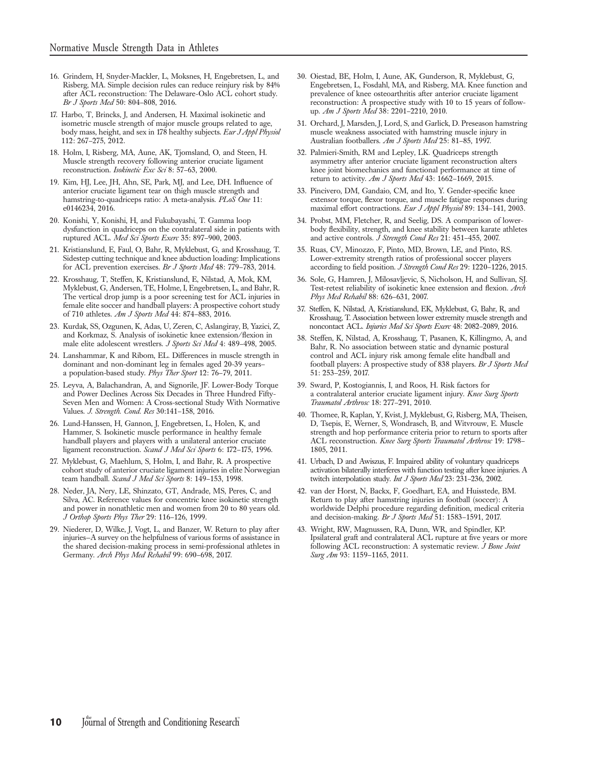16. Grindem, H, Snyder-Mackler, L, Moksnes, H, Engebretsen, L, and Risberg, MA. Simple decision rules can reduce reinjury risk by 84% after ACL reconstruction: The Delaware-Oslo ACL cohort study. *Br J Sports Med* 50: 804–808, 2016.
17. Harbo, T, Brincks, J, and Andersen, H. Maximal isokinetic and isometric muscle strength of major muscle groups related to age, body mass, height, and sex in 178 healthy subjects. *Eur J Appl Physiol* 112: 267–275, 2012.
18. Holm, I, Risberg, MA, Aune, AK, Tjomsland, O, and Steen, H. Muscle strength recovery following anterior cruciate ligament reconstruction. *Isokinetic Exc Sci* 8: 57–63, 2000.
19. Kim, HJ, Lee, JH, Ahn, SE, Park, MJ, and Lee, DH. Influence of anterior cruciate ligament tear on thigh muscle strength and hamstring-to-quadriceps ratio: A meta-analysis. *PLoS One* 11: e0146234, 2016.
20. Konishi, Y, Konishi, H, and Fukubayashi, T. Gamma loop dysfunction in quadriceps on the contralateral side in patients with ruptured ACL. *Med Sci Sports Exerc* 35: 897–900, 2003.
21. Kristianslund, E, Faul, O, Bahr, R, Myklebust, G, and Krosshaug, T. Sidestep cutting technique and knee abduction loading: Implications for ACL prevention exercises. *Br J Sports Med* 48: 779–783, 2014.
22. Krosshaug, T, Steffen, K, Kristianslund, E, Nilstad, A, Mok, KM, Myklebust, G, Andersen, TE, Holme, I, Engebretsen, L, and Bahr, R. The vertical drop jump is a poor screening test for ACL injuries in female elite soccer and handball players: A prospective cohort study of 710 athletes. *Am J Sports Med* 44: 874–883, 2016.
23. Kurdak, SS, Ozgunen, K, Adas, U, Zeren, C, Aslangiray, B, Yazici, Z, and Korkmaz, S. Analysis of isokinetic knee extension/flexion in male elite adolescent wrestlers. *J Sports Sci Med* 4: 489–498, 2005.
24. Lanshammar, K and Ribom, EL. Differences in muscle strength in dominant and non-dominant leg in females aged 20-39 years– a population-based study. *Phys Ther Sport* 12: 76–79, 2011.
25. Leyva, A, Balachandran, A, and Signorile, JF. Lower-Body Torque and Power Declines Across Six Decades in Three Hundred Fifty-Seven Men and Women: A Cross-sectional Study With Normative Values. *J. Strength. Cond. Res* 30:141–158, 2016.
26. Lund-Hanssen, H, Gannon, J, Engebretsen, L, Holen, K, and Hammer, S. Isokinetic muscle performance in healthy female handball players and players with a unilateral anterior cruciate ligament reconstruction. *Scand J Med Sci Sports* 6: 172–175, 1996.
27. Myklebust, G, Maehlum, S, Holm, I, and Bahr, R. A prospective cohort study of anterior cruciate ligament injuries in elite Norwegian team handball. *Scand J Med Sci Sports* 8: 149–153, 1998.
28. Neder, JA, Nery, LE, Shinzato, GT, Andrade, MS, Peres, C, and Silva, AC. Reference values for concentric knee isokinetic strength and power in nonathletic men and women from 20 to 80 years old. *J Orthop Sports Phys Ther* 29: 116–126, 1999.
29. Niederer, D, Wilke, J, Vogt, L, and Banzer, W. Return to play after injuries–A survey on the helpfulness of various forms of assistance in the shared decision-making process in semi-professional athletes in Germany. *Arch Phys Med Rehabil* 99: 690–698, 2017.
30. Oiestad, BE, Holm, I, Aune, AK, Gunderson, R, Myklebust, G, Engebretsen, L, Fosdahl, MA, and Risberg, MA. Knee function and prevalence of knee osteoarthritis after anterior cruciate ligament reconstruction: A prospective study with 10 to 15 years of follow-up. *Am J Sports Med* 38: 2201–2210, 2010.
31. Orchard, J, Marsden, J, Lord, S, and Garlick, D. Preseason hamstring muscle weakness associated with hamstring muscle injury in Australian footballers. *Am J Sports Med* 25: 81–85, 1997.
32. Palmieri-Smith, RM and Lepley, LK. Quadriceps strength asymmetry after anterior cruciate ligament reconstruction alters knee joint biomechanics and functional performance at time of return to activity. *Am J Sports Med* 43: 1662–1669, 2015.
33. Pincivero, DM, Gandaio, CM, and Ito, Y. Gender-specific knee extensor torque, flexor torque, and muscle fatigue responses during maximal effort contractions. *Eur J Appl Physiol* 89: 134–141, 2003.
34. Probst, MM, Fletcher, R, and Seelig, DS. A comparison of lower-body flexibility, strength, and knee stability between karate athletes and active controls. *J Strength Cond Res* 21: 451–455, 2007.
35. Ruas, CV, Minozzo, F, Pinto, MD, Brown, LE, and Pinto, RS. Lower-extremity strength ratios of professional soccer players according to field position. *J Strength Cond Res* 29: 1220–1226, 2015.
36. Sole, G, Hamren, J, Milosavljevic, S, Nicholson, H, and Sullivan, SJ. Test-retest reliability of isokinetic knee extension and flexion. *Arch Phys Med Rehabil* 88: 626–631, 2007.
37. Steffen, K, Nilstad, A, Kristianslund, EK, Myklebust, G, Bahr, R, and Krosshaug, T. Association between lower extremity muscle strength and noncontact ACL. *Injuries Med Sci Sports Exerc* 48: 2082–2089, 2016.
38. Steffen, K, Nilstad, A, Krosshaug, T, Pasanen, K, Killingmo, A, and Bahr, R. No association between static and dynamic postural control and ACL injury risk among female elite handball and football players: A prospective study of 838 players. *Br J Sports Med* 51: 253–259, 2017.
39. Sward, P, Kostogiannis, I, and Roos, H. Risk factors for a contralateral anterior cruciate ligament injury. *Knee Surg Sports Traumatol Arthrosc* 18: 277–291, 2010.
40. Thomee, R, Kaplan, Y, Kvist, J, Myklebust, G, Risberg, MA, Theisen, D, Tsepis, E, Werner, S, Wondrasch, B, and Witvrouw, E. Muscle strength and hop performance criteria prior to return to sports after ACL reconstruction. *Knee Surg Sports Traumatol Arthrosc* 19: 1798–1805, 2011.
41. Urbach, D and Awiszus, F. Impaired ability of voluntary quadriceps activation bilaterally interferes with function testing after knee injuries. A twitch interpolation study. *Int J Sports Med* 23: 231–236, 2002.
42. van der Horst, N, Backx, F, Goedhart, EA, and Huisstede, BM. Return to play after hamstring injuries in football (soccer): A worldwide Delphi procedure regarding definition, medical criteria and decision-making. *Br J Sports Med* 51: 1583–1591, 2017.
43. Wright, RW, Magnussen, RA, Dunn, WR, and Spindler, KP. Ipsilateral graft and contralateral ACL rupture at five years or more following ACL reconstruction: A systematic review. *J Bone Joint Surg Am* 93: 1159–1165, 2011.